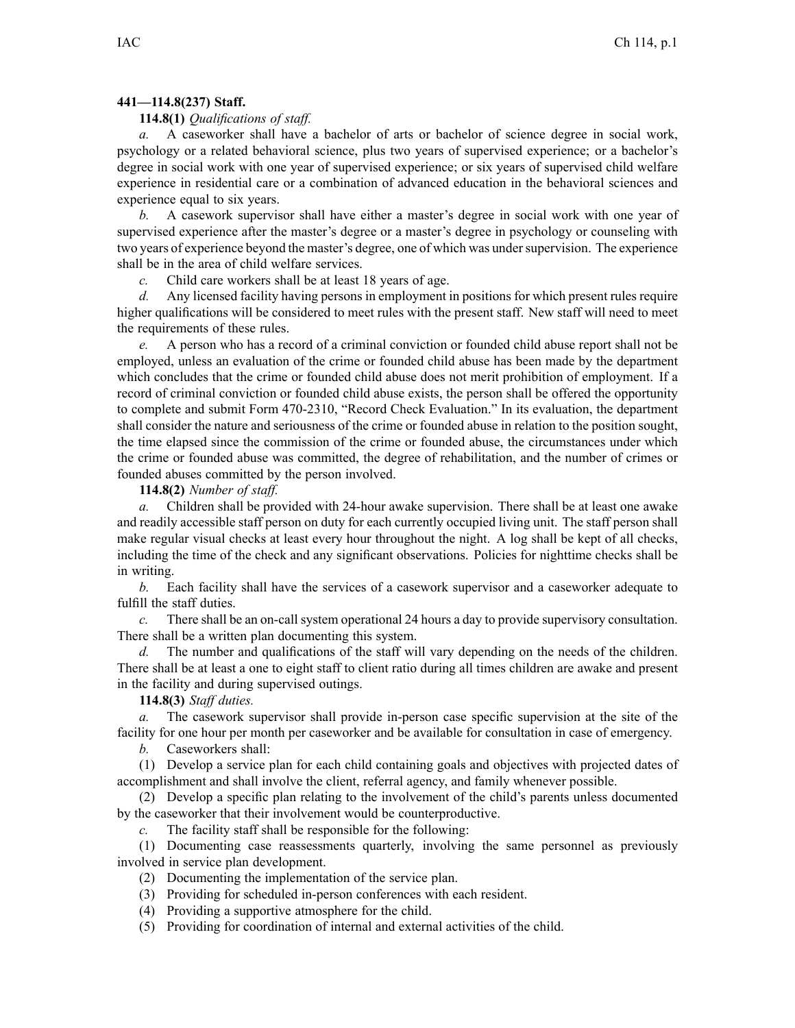**441—114.8(237) Staff.**

**114.8(1)** *Qualifications of staff.*

*a.* A caseworker shall have a bachelor of arts or bachelor of science degree in social work, psychology or a related behavioral science, plus two years of supervised experience; or a bachelor's degree in social work with one year of supervised experience; or six years of supervised child welfare experience in residential care or a combination of advanced education in the behavioral sciences and experience equal to six years.

*b.* A casework supervisor shall have either a master's degree in social work with one year of supervised experience after the master's degree or a master's degree in psychology or counseling with two years of experience beyond the master's degree, one of which was under supervision. The experience shall be in the area of child welfare services.

*c.* Child care workers shall be at least 18 years of age.

*d.* Any licensed facility having persons in employment in positions for which present rules require higher qualifications will be considered to meet rules with the present staff. New staff will need to meet the requirements of these rules.

*e.* A person who has a record of a criminal conviction or founded child abuse report shall not be employed, unless an evaluation of the crime or founded child abuse has been made by the department which concludes that the crime or founded child abuse does not merit prohibition of employment. If a record of criminal conviction or founded child abuse exists, the person shall be offered the opportunity to complete and submit Form 470-2310, "Record Check Evaluation." In its evaluation, the department shall consider the nature and seriousness of the crime or founded abuse in relation to the position sought, the time elapsed since the commission of the crime or founded abuse, the circumstances under which the crime or founded abuse was committed, the degree of rehabilitation, and the number of crimes or founded abuses committed by the person involved.

**114.8(2)** *Number of staff.*

*a.* Children shall be provided with 24-hour awake supervision. There shall be at least one awake and readily accessible staff person on duty for each currently occupied living unit. The staff person shall make regular visual checks at least every hour throughout the night. A log shall be kept of all checks, including the time of the check and any significant observations. Policies for nighttime checks shall be in writing.

*b.* Each facility shall have the services of a casework supervisor and a caseworker adequate to fulfill the staff duties.

*c.* There shall be an on-call system operational 24 hours a day to provide supervisory consultation. There shall be a written plan documenting this system.

*d.* The number and qualifications of the staff will vary depending on the needs of the children. There shall be at least a one to eight staff to client ratio during all times children are awake and present in the facility and during supervised outings.

**114.8(3)** *Staff duties.*

*a.* The casework supervisor shall provide in-person case specific supervision at the site of the facility for one hour per month per caseworker and be available for consultation in case of emergency.

*b.* Caseworkers shall:

(1) Develop a service plan for each child containing goals and objectives with projected dates of accomplishment and shall involve the client, referral agency, and family whenever possible.

(2) Develop a specific plan relating to the involvement of the child's parents unless documented by the caseworker that their involvement would be counterproductive.

*c.* The facility staff shall be responsible for the following:

(1) Documenting case reassessments quarterly, involving the same personnel as previously involved in service plan development.

(2) Documenting the implementation of the service plan.

(3) Providing for scheduled in-person conferences with each resident.

(4) Providing a supportive atmosphere for the child.

(5) Providing for coordination of internal and external activities of the child.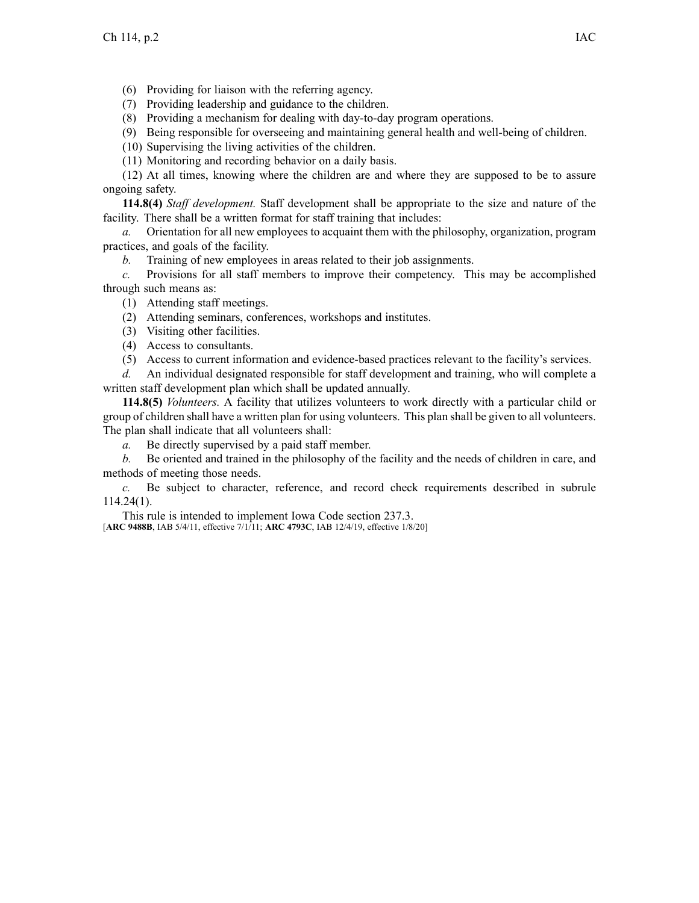(6) Providing for liaison with the referring agency.

(7) Providing leadership and guidance to the children.

(8) Providing a mechanism for dealing with day-to-day program operations.

(9) Being responsible for overseeing and maintaining general health and well-being of children.

(10) Supervising the living activities of the children.

(11) Monitoring and recording behavior on a daily basis.

(12) At all times, knowing where the children are and where they are supposed to be to assure ongoing safety.

**114.8(4)** *Staff development.* Staff development shall be appropriate to the size and nature of the facility. There shall be a written format for staff training that includes:

*a.* Orientation for all new employees to acquaint them with the philosophy, organization, program practices, and goals of the facility.

*b.* Training of new employees in areas related to their job assignments.

*c.* Provisions for all staff members to improve their competency. This may be accomplished through such means as:

(1) Attending staff meetings.

(2) Attending seminars, conferences, workshops and institutes.

(3) Visiting other facilities.

(4) Access to consultants.

(5) Access to current information and evidence-based practices relevant to the facility's services.

*d.* An individual designated responsible for staff development and training, who will complete a written staff development plan which shall be updated annually.

**114.8(5)** *Volunteers.* A facility that utilizes volunteers to work directly with a particular child or group of children shall have a written plan for using volunteers. This plan shall be given to all volunteers. The plan shall indicate that all volunteers shall:

*a.* Be directly supervised by a paid staff member.

*b.* Be oriented and trained in the philosophy of the facility and the needs of children in care, and methods of meeting those needs.

*c.* Be subject to character, reference, and record check requirements described in subrule 114.24(1).

This rule is intended to implement Iowa Code section 237.3.

[**ARC 9488B**, IAB 5/4/11, effective 7/1/11; **ARC 4793C**, IAB 12/4/19, effective 1/8/20]